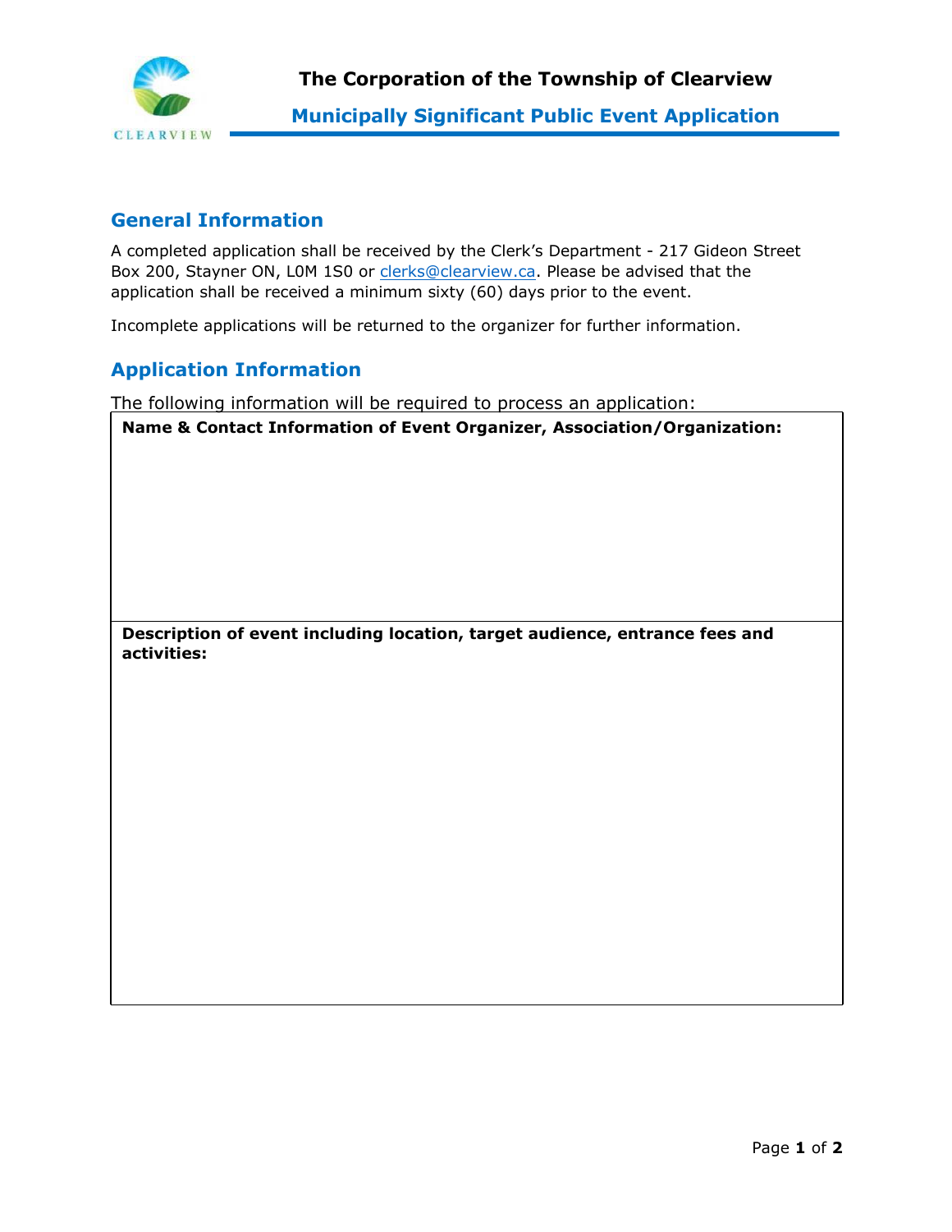# The Corporation of the Township of Clearview

## Municipally Significant Public Event Application

## General Information

A completed application shall be received by the Clerk's Department - 217 Gideon Street Box 200, Stayner ON, L0M 1S0 or clerks@clearview.ca. Please be advised that the application shall be received a minimum sixty (60) days prior to the event.

Incomplete applications will be returned to the organizer for further information.

## Application Information

The following information will be required to process an application:

| **Name & Contact Information of Event Organizer, Association/Organization:** |
|---|
| **Description of event including location, target audience, entrance fees and activities:** |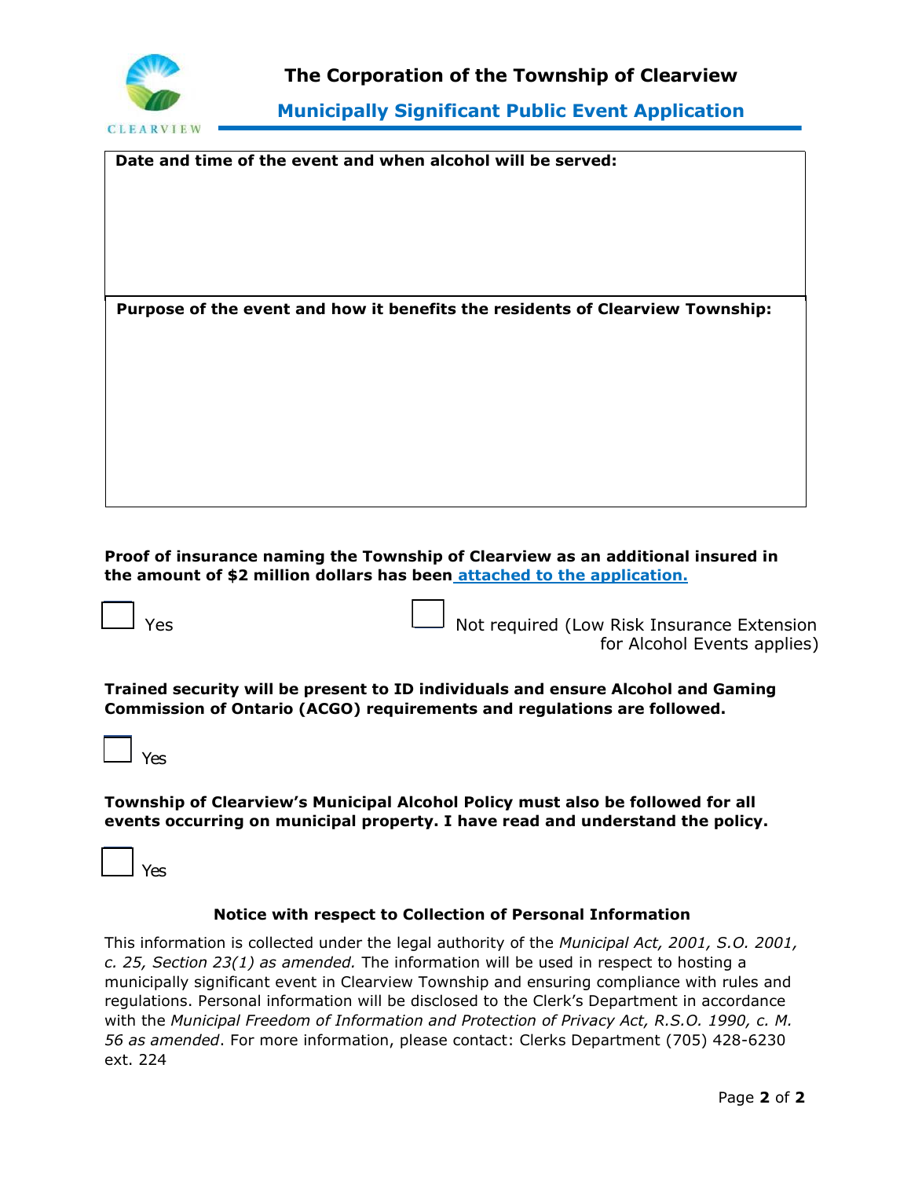# The Corporation of the Township of Clearview

## Municipally Significant Public Event Application

**Date and time of the event and when alcohol will be served:**

**Purpose of the event and how it benefits the residents of Clearview Township:**

**Proof of insurance naming the Township of Clearview as an additional insured in the amount of $2 million dollars has been attached to the application.**

☐ Yes ☐ Not required (Low Risk Insurance Extension for Alcohol Events applies)

**Trained security will be present to ID individuals and ensure Alcohol and Gaming Commission of Ontario (ACGO) requirements and regulations are followed.**

☐ Yes

**Township of Clearview's Municipal Alcohol Policy must also be followed for all events occurring on municipal property. I have read and understand the policy.**

☐ Yes

### Notice with respect to Collection of Personal Information

This information is collected under the legal authority of the *Municipal Act, 2001, S.O. 2001, c. 25, Section 23(1) as amended.* The information will be used in respect to hosting a municipally significant event in Clearview Township and ensuring compliance with rules and regulations. Personal information will be disclosed to the Clerk's Department in accordance with the *Municipal Freedom of Information and Protection of Privacy Act, R.S.O. 1990, c. M. 56 as amended*. For more information, please contact: Clerks Department (705) 428-6230 ext. 224